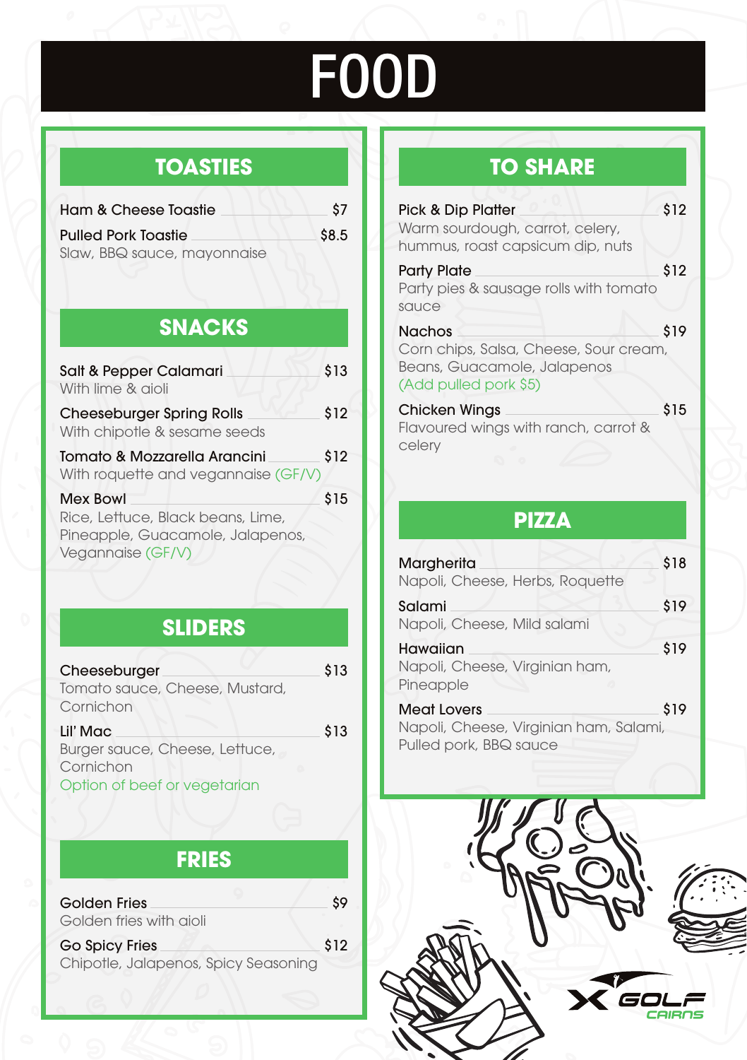# FOOD

## TOASTIES

**Ham & Cheese Toastie** — $7

**Pulled Pork Toastie** — $8.5
Slaw, BBQ sauce, mayonnaise

## SNACKS

**Salt & Pepper Calamari** — $13
With lime & aioli

**Cheeseburger Spring Rolls** — $12
With chipotle & sesame seeds

**Tomato & Mozzarella Arancini** — $12
With roquette and vegannaise (GF/V)

**Mex Bowl** — $15
Rice, Lettuce, Black beans, Lime, Pineapple, Guacamole, Jalapenos, Vegannaise (GF/V)

## SLIDERS

**Cheeseburger** — $13
Tomato sauce, Cheese, Mustard, Cornichon

**Lil' Mac** — $13
Burger sauce, Cheese, Lettuce, Cornichon
Option of beef or vegetarian

## FRIES

**Golden Fries** — $9
Golden fries with aioli

**Go Spicy Fries** — $12
Chipotle, Jalapenos, Spicy Seasoning

## TO SHARE

**Pick & Dip Platter** — $12
Warm sourdough, carrot, celery, hummus, roast capsicum dip, nuts

**Party Plate** — $12
Party pies & sausage rolls with tomato sauce

**Nachos** — $19
Corn chips, Salsa, Cheese, Sour cream, Beans, Guacamole, Jalapenos
(Add pulled pork $5)

**Chicken Wings** — $15
Flavoured wings with ranch, carrot & celery

## PIZZA

**Margherita** — $18
Napoli, Cheese, Herbs, Roquette

**Salami** — $19
Napoli, Cheese, Mild salami

**Hawaiian** — $19
Napoli, Cheese, Virginian ham, Pineapple

**Meat Lovers** — $19
Napoli, Cheese, Virginian ham, Salami, Pulled pork, BBQ sauce

X GOLF CAIRNS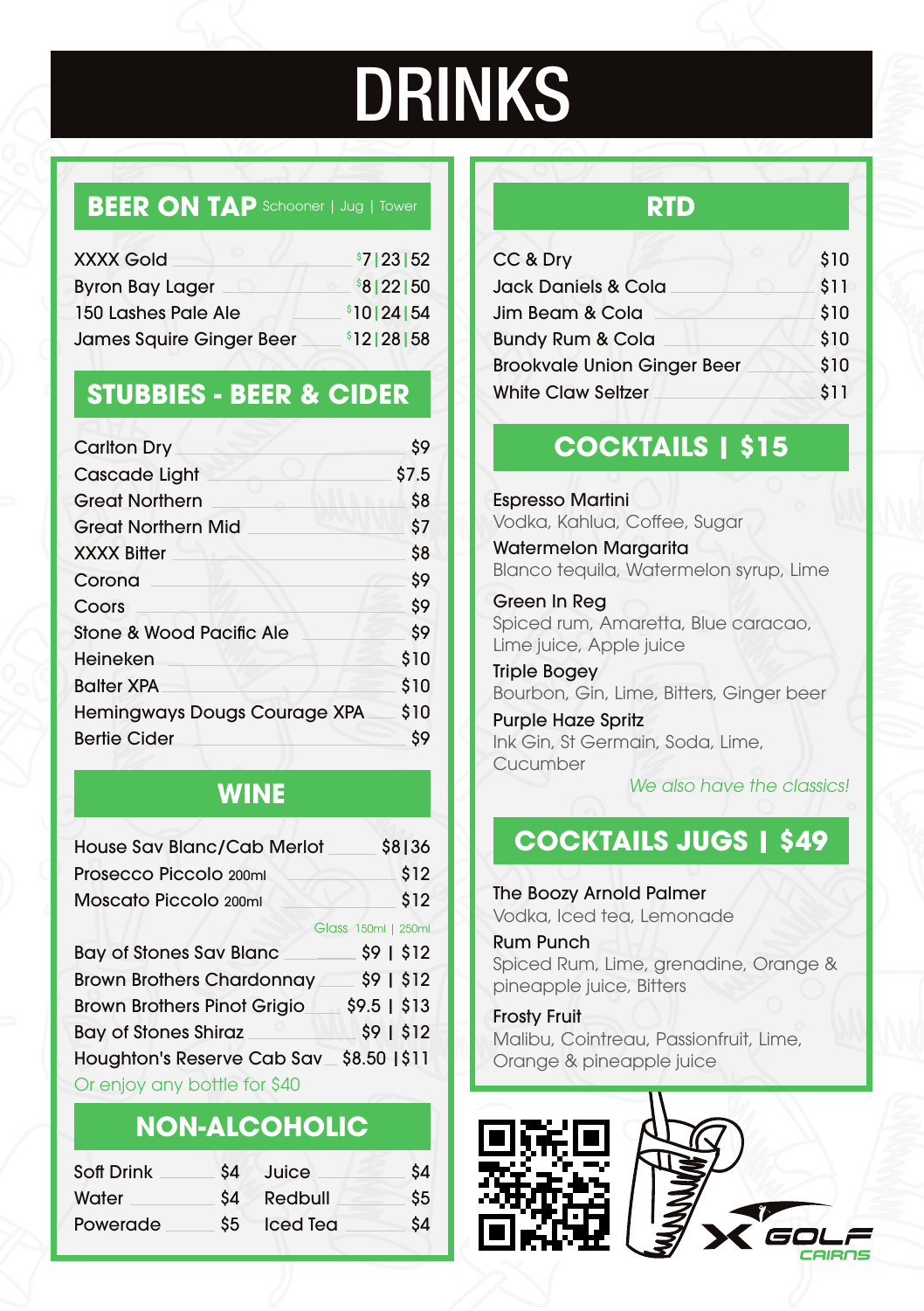# DRINKS

## BEER ON TAP

Schooner | Jug | Tower

| | |
|---|---|
| XXXX Gold | $7 \| 23 \| 52 |
| Byron Bay Lager | $8 \| 22 \| 50 |
| 150 Lashes Pale Ale | $10 \| 24 \| 54 |
| James Squire Ginger Beer | $12 \| 28 \| 58 |

## STUBBIES - BEER & CIDER

| | |
|---|---|
| Carlton Dry | $9 |
| Cascade Light | $7.5 |
| Great Northern | $8 |
| Great Northern Mid | $7 |
| XXXX Bitter | $8 |
| Corona | $9 |
| Coors | $9 |
| Stone & Wood Pacific Ale | $9 |
| Heineken | $10 |
| Balter XPA | $10 |
| Hemingways Dougs Courage XPA | $10 |
| Bertie Cider | $9 |

## WINE

| | |
|---|---|
| House Sav Blanc/Cab Merlot | $8 \| 36 |
| Prosecco Piccolo 200ml | $12 |
| Moscato Piccolo 200ml | $12 |

Glass 150ml | 250ml

| | |
|---|---|
| Bay of Stones Sav Blanc | $9 \| $12 |
| Brown Brothers Chardonnay | $9 \| $12 |
| Brown Brothers Pinot Grigio | $9.5 \| $13 |
| Bay of Stones Shiraz | $9 \| $12 |
| Houghton's Reserve Cab Sav | $8.50 \| $11 |

*Or enjoy any bottle for $40*

## NON-ALCOHOLIC

| | | | |
|---|---|---|---|
| Soft Drink | $4 | Juice | $4 |
| Water | $4 | Redbull | $5 |
| Powerade | $5 | Iced Tea | $4 |

## RTD

| | |
|---|---|
| CC & Dry | $10 |
| Jack Daniels & Cola | $11 |
| Jim Beam & Cola | $10 |
| Bundy Rum & Cola | $10 |
| Brookvale Union Ginger Beer | $10 |
| White Claw Seltzer | $11 |

## COCKTAILS | $15

Espresso Martini
Vodka, Kahlua, Coffee, Sugar

Watermelon Margarita
Blanco tequila, Watermelon syrup, Lime

Green In Reg
Spiced rum, Amaretta, Blue caracao, Lime juice, Apple juice

Triple Bogey
Bourbon, Gin, Lime, Bitters, Ginger beer

Purple Haze Spritz
Ink Gin, St Germain, Soda, Lime, Cucumber

*We also have the classics!*

## COCKTAILS JUGS | $49

The Boozy Arnold Palmer
Vodka, Iced tea, Lemonade

Rum Punch
Spiced Rum, Lime, grenadine, Orange & pineapple juice, Bitters

Frosty Fruit
Malibu, Cointreau, Passionfruit, Lime, Orange & pineapple juice

X GOLF CAIRNS